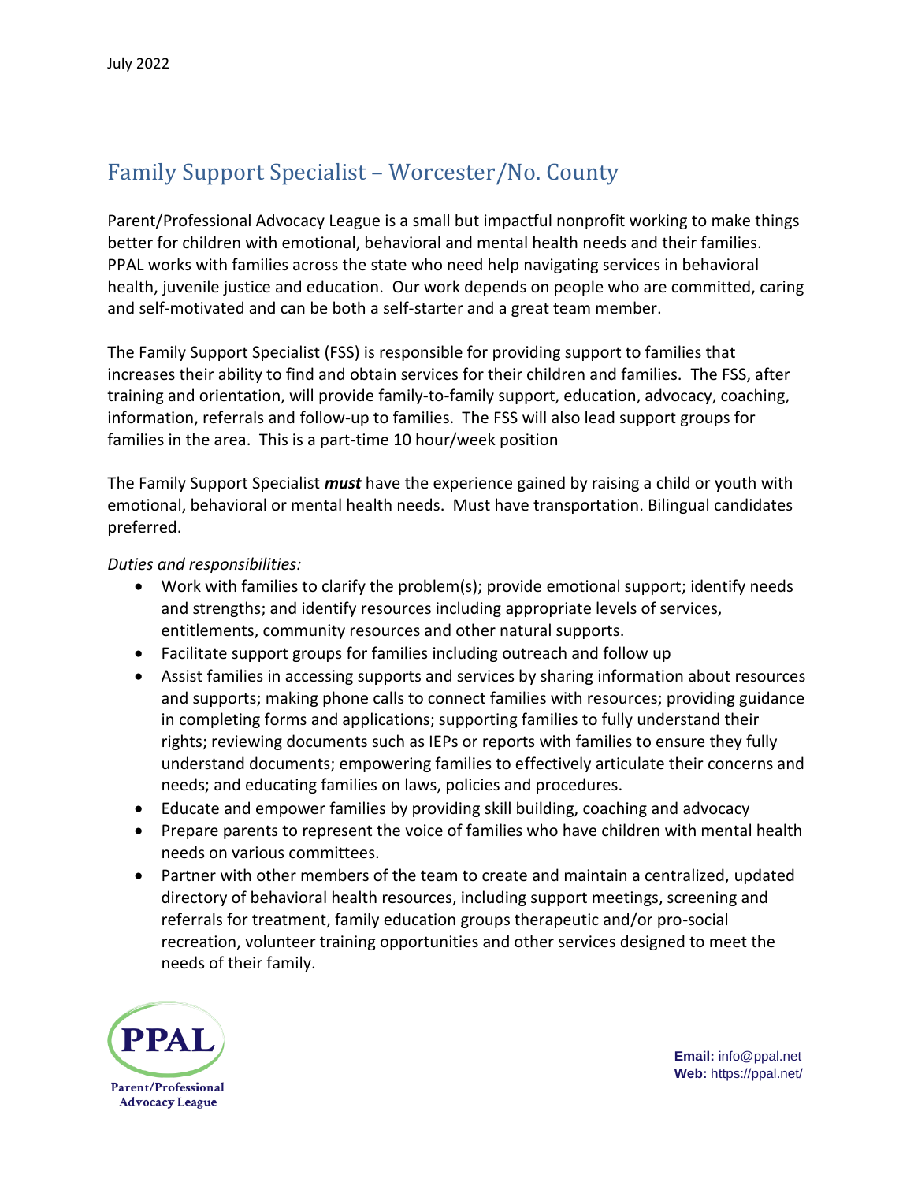July 2022

# Family Support Specialist – Worcester/No. County

Parent/Professional Advocacy League is a small but impactful nonprofit working to make things better for children with emotional, behavioral and mental health needs and their families. PPAL works with families across the state who need help navigating services in behavioral health, juvenile justice and education. Our work depends on people who are committed, caring and self-motivated and can be both a self-starter and a great team member.

The Family Support Specialist (FSS) is responsible for providing support to families that increases their ability to find and obtain services for their children and families. The FSS, after training and orientation, will provide family-to-family support, education, advocacy, coaching, information, referrals and follow-up to families. The FSS will also lead support groups for families in the area. This is a part-time 10 hour/week position

The Family Support Specialist ***must*** have the experience gained by raising a child or youth with emotional, behavioral or mental health needs. Must have transportation. Bilingual candidates preferred.

*Duties and responsibilities:*

- Work with families to clarify the problem(s); provide emotional support; identify needs and strengths; and identify resources including appropriate levels of services, entitlements, community resources and other natural supports.
- Facilitate support groups for families including outreach and follow up
- Assist families in accessing supports and services by sharing information about resources and supports; making phone calls to connect families with resources; providing guidance in completing forms and applications; supporting families to fully understand their rights; reviewing documents such as IEPs or reports with families to ensure they fully understand documents; empowering families to effectively articulate their concerns and needs; and educating families on laws, policies and procedures.
- Educate and empower families by providing skill building, coaching and advocacy
- Prepare parents to represent the voice of families who have children with mental health needs on various committees.
- Partner with other members of the team to create and maintain a centralized, updated directory of behavioral health resources, including support meetings, screening and referrals for treatment, family education groups therapeutic and/or pro-social recreation, volunteer training opportunities and other services designed to meet the needs of their family.

PPAL
Parent/Professional Advocacy League

**Email:** info@ppal.net
**Web:** https://ppal.net/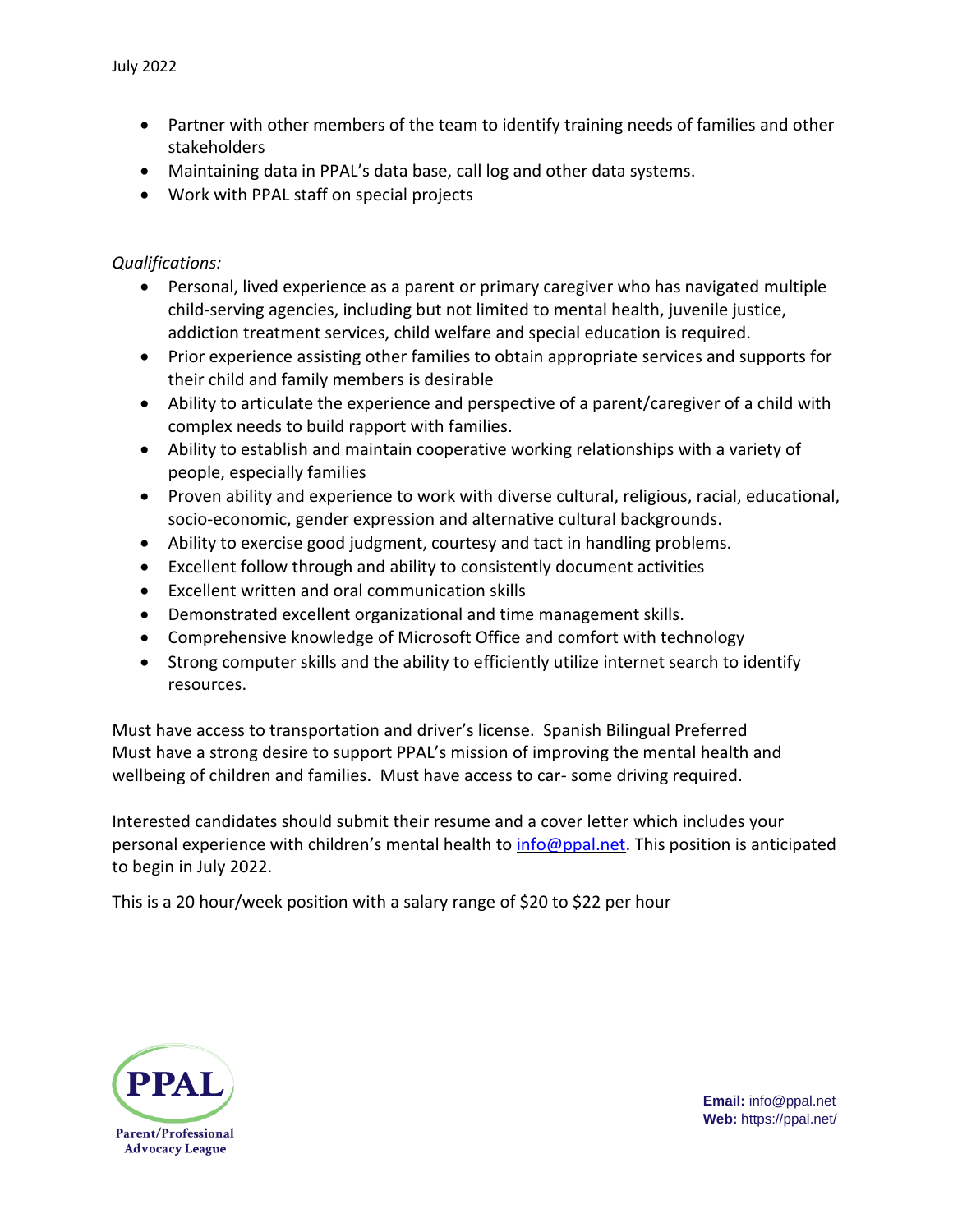- Partner with other members of the team to identify training needs of families and other stakeholders
- Maintaining data in PPAL's data base, call log and other data systems.
- Work with PPAL staff on special projects

*Qualifications:*

- Personal, lived experience as a parent or primary caregiver who has navigated multiple child-serving agencies, including but not limited to mental health, juvenile justice, addiction treatment services, child welfare and special education is required.
- Prior experience assisting other families to obtain appropriate services and supports for their child and family members is desirable
- Ability to articulate the experience and perspective of a parent/caregiver of a child with complex needs to build rapport with families.
- Ability to establish and maintain cooperative working relationships with a variety of people, especially families
- Proven ability and experience to work with diverse cultural, religious, racial, educational, socio-economic, gender expression and alternative cultural backgrounds.
- Ability to exercise good judgment, courtesy and tact in handling problems.
- Excellent follow through and ability to consistently document activities
- Excellent written and oral communication skills
- Demonstrated excellent organizational and time management skills.
- Comprehensive knowledge of Microsoft Office and comfort with technology
- Strong computer skills and the ability to efficiently utilize internet search to identify resources.

Must have access to transportation and driver's license. Spanish Bilingual Preferred
Must have a strong desire to support PPAL's mission of improving the mental health and wellbeing of children and families. Must have access to car- some driving required.

Interested candidates should submit their resume and a cover letter which includes your personal experience with children's mental health to info@ppal.net. This position is anticipated to begin in July 2022.

This is a 20 hour/week position with a salary range of $20 to $22 per hour